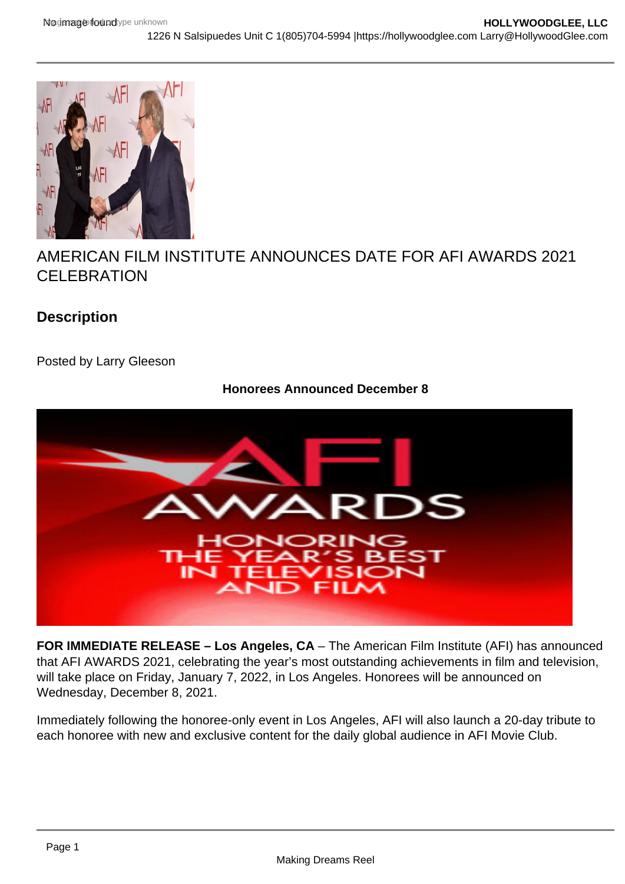# AMERICAN FILM INSTITUTE ANNOUNCES DATE FOR AFI AWARDS 2021 CELEBRATION

## Description

Posted by Larry Gleeson

**Honorees Announced December 8**

**FOR IMMEDIATE RELEASE – Los Angeles, CA** – The American Film Institute (AFI) has announced that AFI AWARDS 2021, celebrating the year's most outstanding achievements in film and television, will take place on Friday, January 7, 2022, in Los Angeles. Honorees will be announced on Wednesday, December 8, 2021.

Immediately following the honoree-only event in Los Angeles, AFI will also launch a 20-day tribute to each honoree with new and exclusive content for the daily global audience in AFI Movie Club.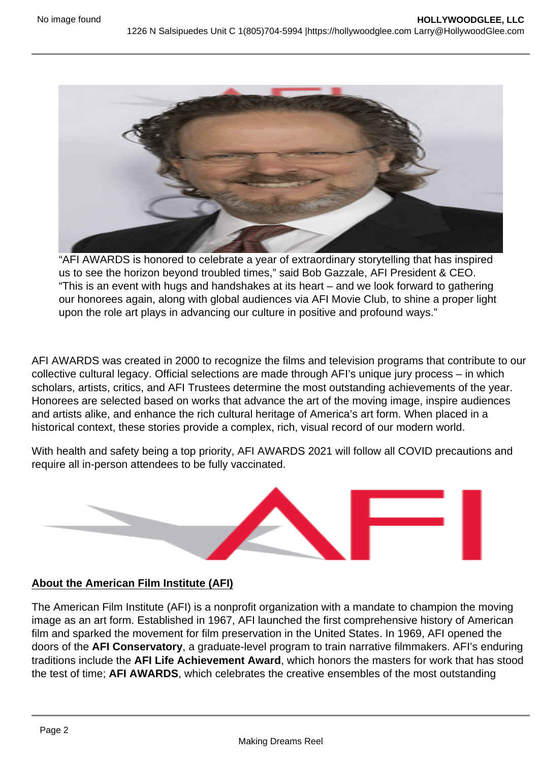"AFI AWARDS is honored to celebrate a year of extraordinary storytelling that has inspired us to see the horizon beyond troubled times," said Bob Gazzale, AFI President & CEO. "This is an event with hugs and handshakes at its heart – and we look forward to gathering our honorees again, along with global audiences via AFI Movie Club, to shine a proper light upon the role art plays in advancing our culture in positive and profound ways."

AFI AWARDS was created in 2000 to recognize the films and television programs that contribute to our collective cultural legacy. Official selections are made through AFI's unique jury process – in which scholars, artists, critics, and AFI Trustees determine the most outstanding achievements of the year. Honorees are selected based on works that advance the art of the moving image, inspire audiences and artists alike, and enhance the rich cultural heritage of America's art form. When placed in a historical context, these stories provide a complex, rich, visual record of our modern world.

With health and safety being a top priority, AFI AWARDS 2021 will follow all COVID precautions and require all in-person attendees to be fully vaccinated.

**About the American Film Institute (AFI)**

The American Film Institute (AFI) is a nonprofit organization with a mandate to champion the moving image as an art form. Established in 1967, AFI launched the first comprehensive history of American film and sparked the movement for film preservation in the United States. In 1969, AFI opened the doors of the **AFI Conservatory**, a graduate-level program to train narrative filmmakers. AFI's enduring traditions include the **AFI Life Achievement Award**, which honors the masters for work that has stood the test of time; **AFI AWARDS**, which celebrates the creative ensembles of the most outstanding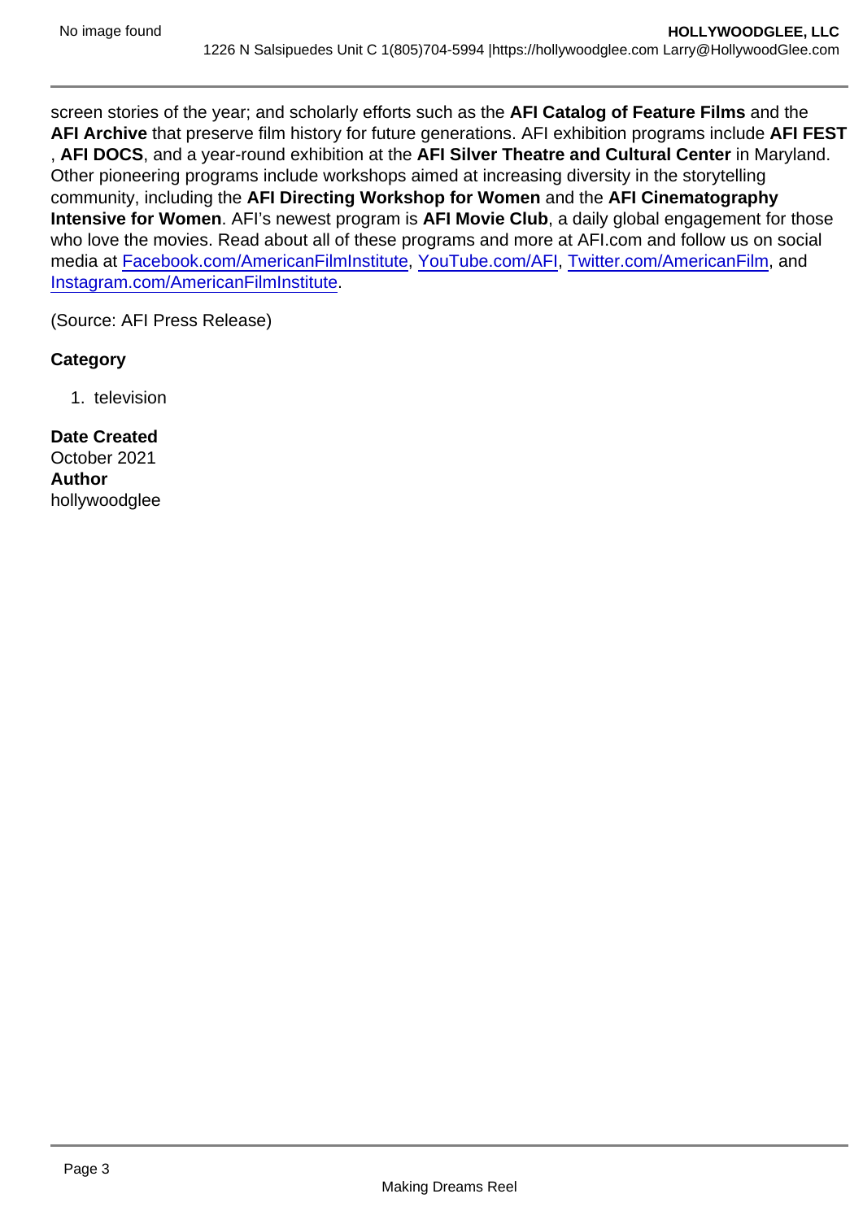screen stories of the year; and scholarly efforts such as the **AFI Catalog of Feature Films** and the **AFI Archive** that preserve film history for future generations. AFI exhibition programs include **AFI FEST**, **AFI DOCS**, and a year-round exhibition at the **AFI Silver Theatre and Cultural Center** in Maryland. Other pioneering programs include workshops aimed at increasing diversity in the storytelling community, including the **AFI Directing Workshop for Women** and the **AFI Cinematography Intensive for Women**. AFI's newest program is **AFI Movie Club**, a daily global engagement for those who love the movies. Read about all of these programs and more at AFI.com and follow us on social media at Facebook.com/AmericanFilmInstitute, YouTube.com/AFI, Twitter.com/AmericanFilm, and Instagram.com/AmericanFilmInstitute.

(Source: AFI Press Release)

**Category**

1. television

**Date Created**
October 2021
**Author**
hollywoodglee